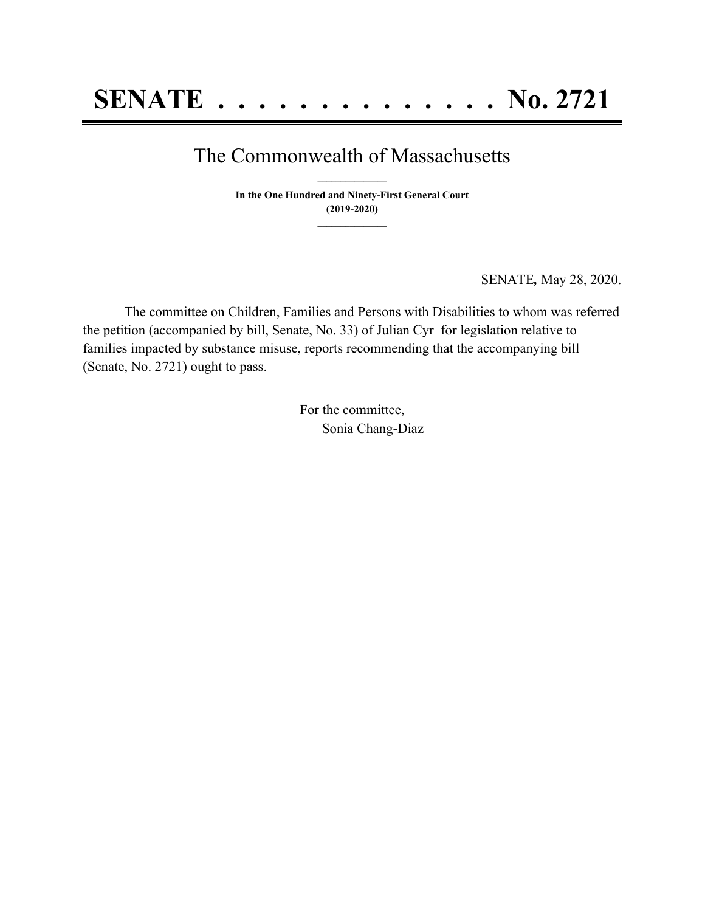# SENATE . . . . . . . . . . . . . . No. 2721

## The Commonwealth of Massachusetts

**In the One Hundred and Ninety-First General Court**
**(2019-2020)**

SENATE, May 28, 2020.

The committee on Children, Families and Persons with Disabilities to whom was referred the petition (accompanied by bill, Senate, No. 33) of Julian Cyr for legislation relative to families impacted by substance misuse, reports recommending that the accompanying bill (Senate, No. 2721) ought to pass.

For the committee,
Sonia Chang-Diaz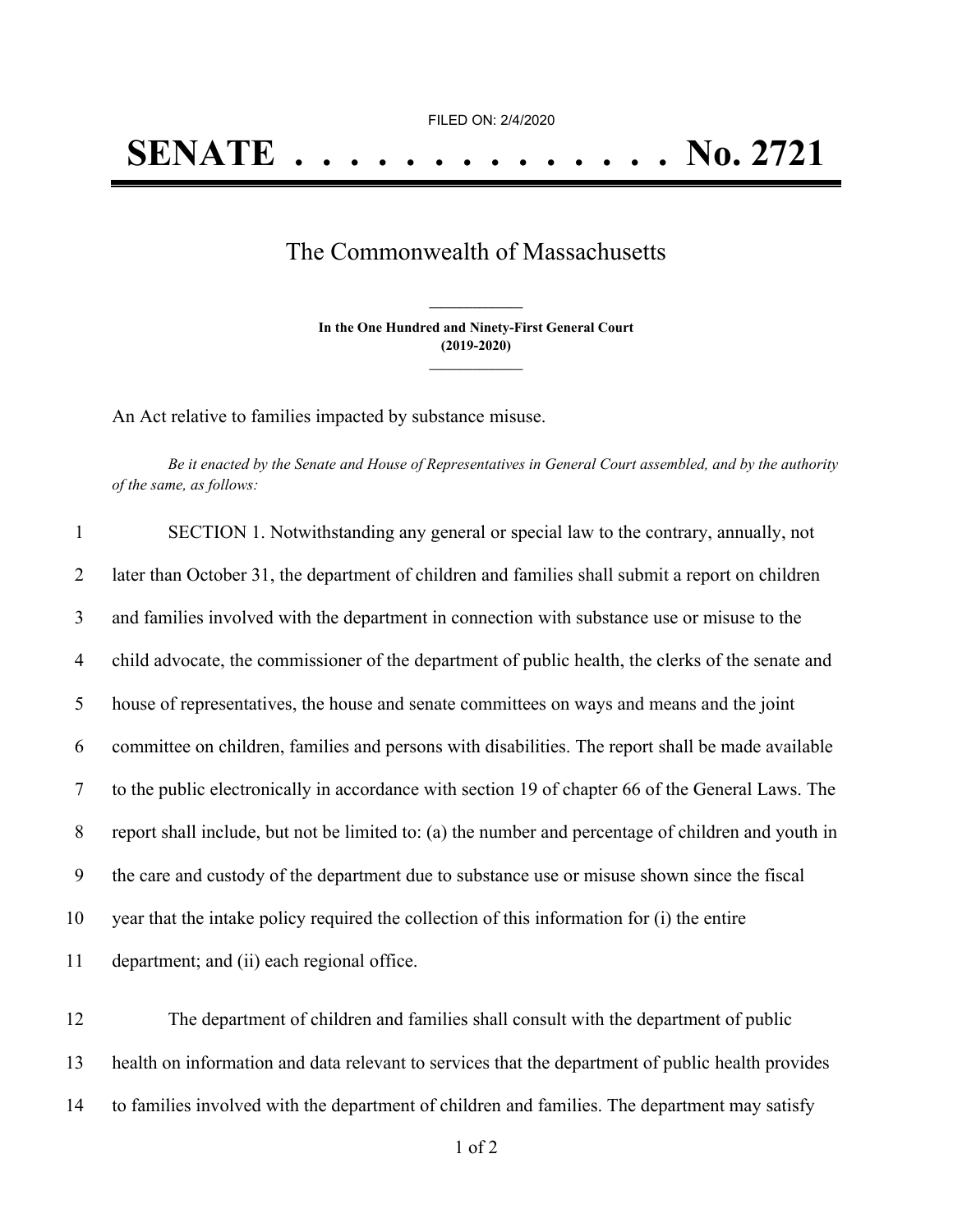FILED ON: 2/4/2020

# SENATE . . . . . . . . . . . . . . No. 2721

## The Commonwealth of Massachusetts

**In the One Hundred and Ninety-First General Court (2019-2020)**

An Act relative to families impacted by substance misuse.

*Be it enacted by the Senate and House of Representatives in General Court assembled, and by the authority of the same, as follows:*

SECTION 1. Notwithstanding any general or special law to the contrary, annually, not later than October 31, the department of children and families shall submit a report on children and families involved with the department in connection with substance use or misuse to the child advocate, the commissioner of the department of public health, the clerks of the senate and house of representatives, the house and senate committees on ways and means and the joint committee on children, families and persons with disabilities. The report shall be made available to the public electronically in accordance with section 19 of chapter 66 of the General Laws. The report shall include, but not be limited to: (a) the number and percentage of children and youth in the care and custody of the department due to substance use or misuse shown since the fiscal year that the intake policy required the collection of this information for (i) the entire department; and (ii) each regional office.

The department of children and families shall consult with the department of public health on information and data relevant to services that the department of public health provides to families involved with the department of children and families. The department may satisfy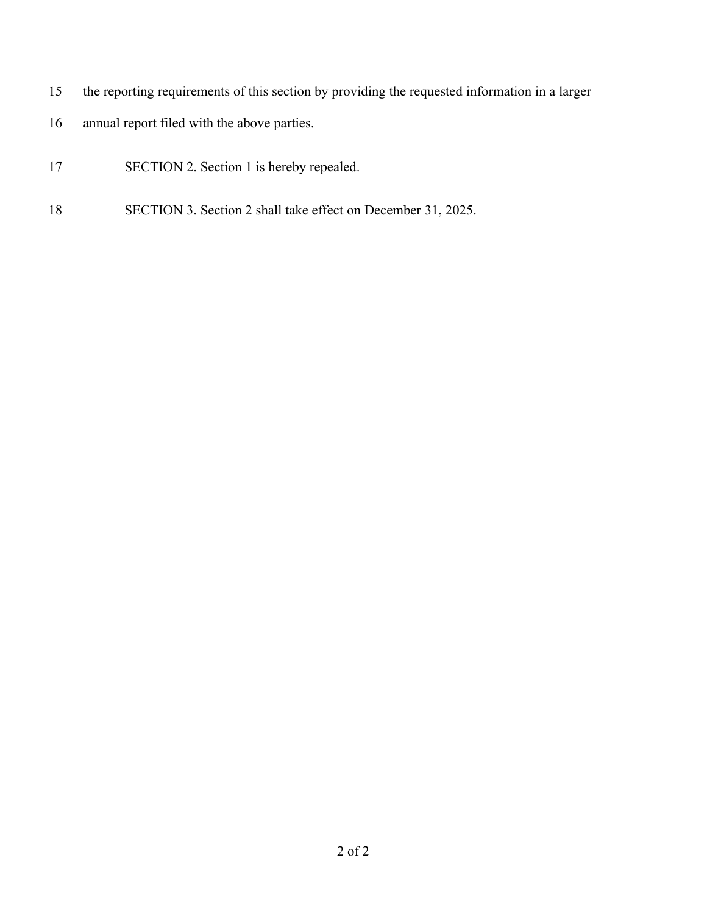the reporting requirements of this section by providing the requested information in a larger annual report filed with the above parties.

SECTION 2. Section 1 is hereby repealed.

SECTION 3. Section 2 shall take effect on December 31, 2025.